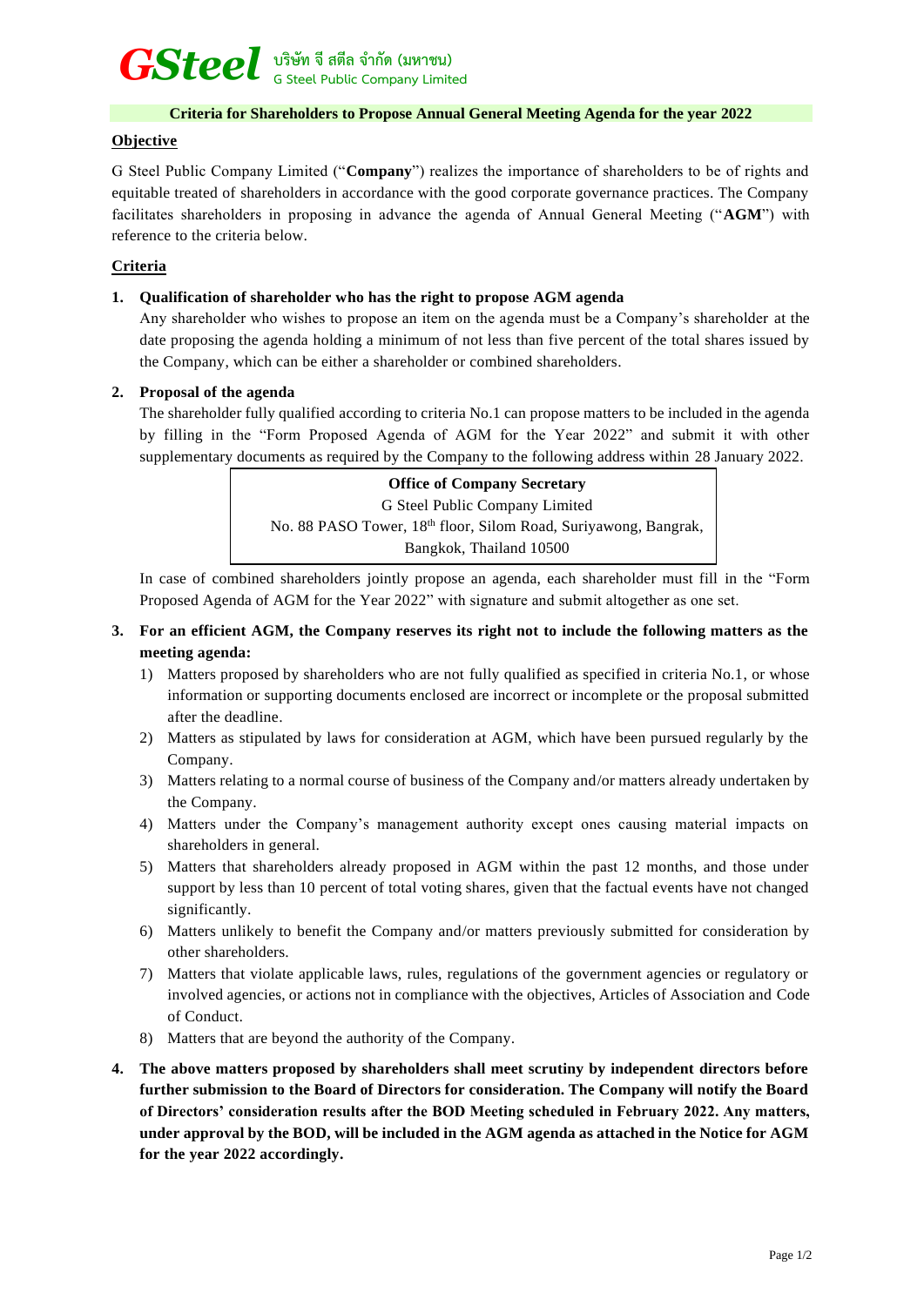**GSteel** บริษัท จี สตีล จำกัด (มหาชน)
G Steel Public Company Limited

## Criteria for Shareholders to Propose Annual General Meeting Agenda for the year 2022

**Objective**

G Steel Public Company Limited ("**Company**") realizes the importance of shareholders to be of rights and equitable treated of shareholders in accordance with the good corporate governance practices. The Company facilitates shareholders in proposing in advance the agenda of Annual General Meeting ("**AGM**") with reference to the criteria below.

**Criteria**

1. **Qualification of shareholder who has the right to propose AGM agenda**
   Any shareholder who wishes to propose an item on the agenda must be a Company's shareholder at the date proposing the agenda holding a minimum of not less than five percent of the total shares issued by the Company, which can be either a shareholder or combined shareholders.

2. **Proposal of the agenda**
   The shareholder fully qualified according to criteria No.1 can propose matters to be included in the agenda by filling in the "Form Proposed Agenda of AGM for the Year 2022" and submit it with other supplementary documents as required by the Company to the following address within 28 January 2022.

   **Office of Company Secretary**
   G Steel Public Company Limited
   No. 88 PASO Tower, 18th floor, Silom Road, Suriyawong, Bangrak,
   Bangkok, Thailand 10500

   In case of combined shareholders jointly propose an agenda, each shareholder must fill in the "Form Proposed Agenda of AGM for the Year 2022" with signature and submit altogether as one set.

3. **For an efficient AGM, the Company reserves its right not to include the following matters as the meeting agenda:**
   1) Matters proposed by shareholders who are not fully qualified as specified in criteria No.1, or whose information or supporting documents enclosed are incorrect or incomplete or the proposal submitted after the deadline.
   2) Matters as stipulated by laws for consideration at AGM, which have been pursued regularly by the Company.
   3) Matters relating to a normal course of business of the Company and/or matters already undertaken by the Company.
   4) Matters under the Company's management authority except ones causing material impacts on shareholders in general.
   5) Matters that shareholders already proposed in AGM within the past 12 months, and those under support by less than 10 percent of total voting shares, given that the factual events have not changed significantly.
   6) Matters unlikely to benefit the Company and/or matters previously submitted for consideration by other shareholders.
   7) Matters that violate applicable laws, rules, regulations of the government agencies or regulatory or involved agencies, or actions not in compliance with the objectives, Articles of Association and Code of Conduct.
   8) Matters that are beyond the authority of the Company.

4. **The above matters proposed by shareholders shall meet scrutiny by independent directors before further submission to the Board of Directors for consideration. The Company will notify the Board of Directors' consideration results after the BOD Meeting scheduled in February 2022. Any matters, under approval by the BOD, will be included in the AGM agenda as attached in the Notice for AGM for the year 2022 accordingly.**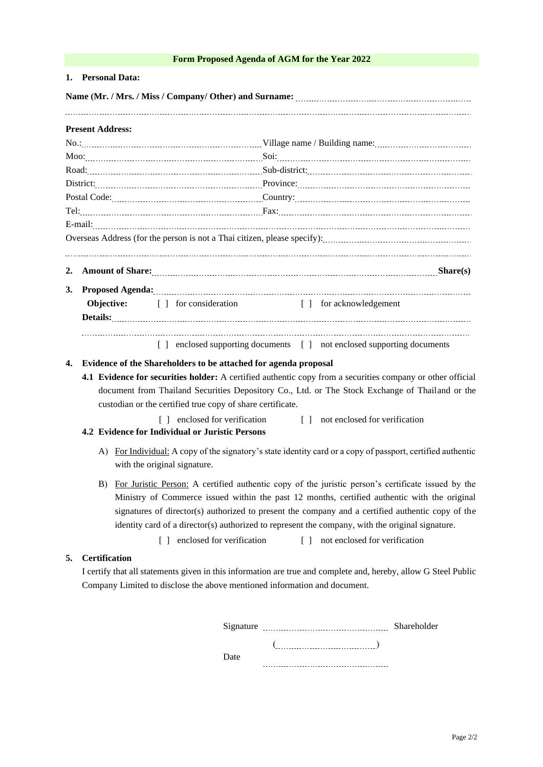## Form Proposed Agenda of AGM for the Year 2022

**1. Personal Data:**

**Name (Mr. / Mrs. / Miss / Company/ Other) and Surname:** ..............................................................

..............................................................................................................................................

**Present Address:**

No.: ........................................................ Village name / Building name: ........................................

Moo: ........................................................ Soi: ........................................................

Road: ........................................................ Sub-district: ........................................................

District: ........................................................ Province: ........................................................

Postal Code: ........................................................ Country: ........................................................

Tel: ........................................................ Fax: ........................................................

E-mail: ..............................................................................................................................................

Overseas Address (for the person is not a Thai citizen, please specify): ..............................................

..............................................................................................................................................

**2. Amount of Share:** ...................................................................................................... **Share(s)**

**3. Proposed Agenda:** ..............................................................................................................

**Objective:** [ ] for consideration [ ] for acknowledgement

**Details:** ..............................................................................................................................

..............................................................................................................................................

[ ] enclosed supporting documents [ ] not enclosed supporting documents

**4. Evidence of the Shareholders to be attached for agenda proposal**

**4.1 Evidence for securities holder:** A certified authentic copy from a securities company or other official document from Thailand Securities Depository Co., Ltd. or The Stock Exchange of Thailand or the custodian or the certified true copy of share certificate.

[ ] enclosed for verification [ ] not enclosed for verification

**4.2 Evidence for Individual or Juristic Persons**

A) For Individual: A copy of the signatory's state identity card or a copy of passport, certified authentic with the original signature.

B) For Juristic Person: A certified authentic copy of the juristic person's certificate issued by the Ministry of Commerce issued within the past 12 months, certified authentic with the original signatures of director(s) authorized to present the company and a certified authentic copy of the identity card of a director(s) authorized to represent the company, with the original signature.

[ ] enclosed for verification [ ] not enclosed for verification

**5. Certification**

I certify that all statements given in this information are true and complete and, hereby, allow G Steel Public Company Limited to disclose the above mentioned information and document.

Signature ................................................ Shareholder

(................................................)

Date ................................................